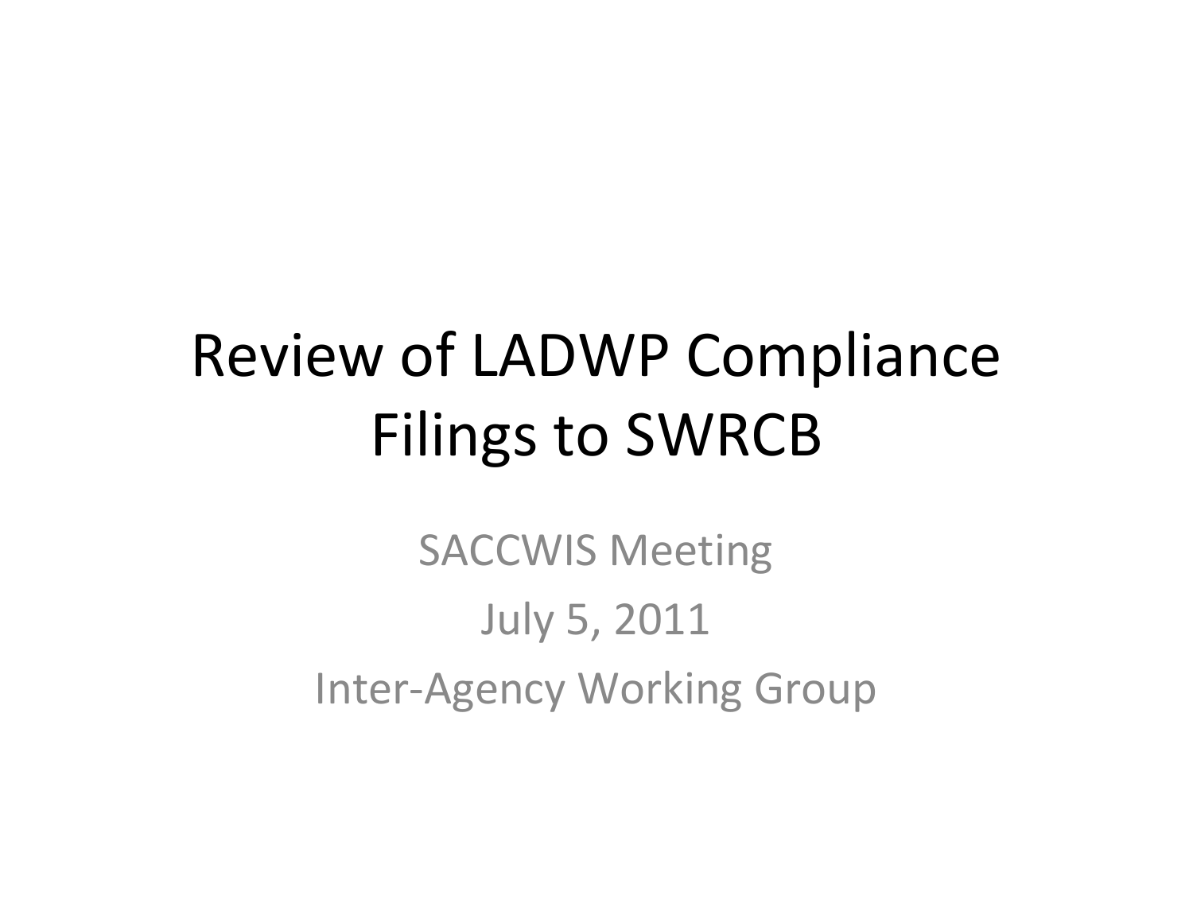# Review of LADWP Compliance Filings to SWRCB

SACCWIS Meeting

July 5, 2011

Inter-Agency Working Group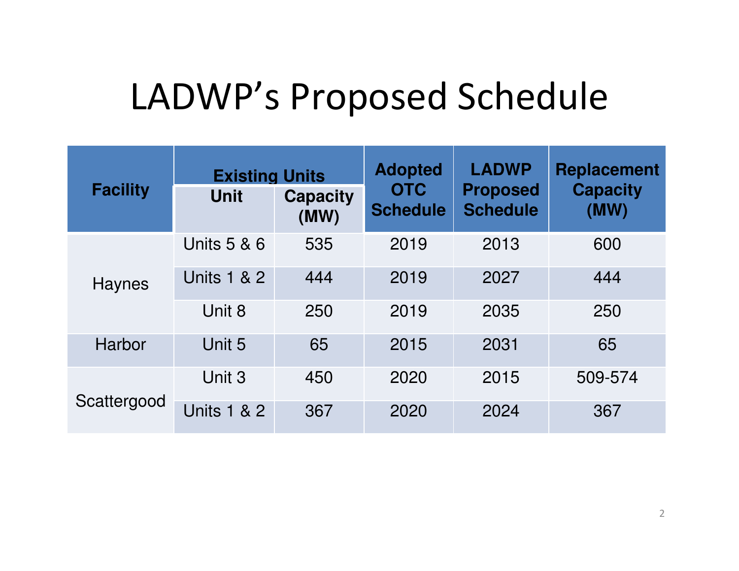# LADWP's Proposed Schedule

| Facility | Existing Units | | Adopted OTC Schedule | LADWP Proposed Schedule | Replacement Capacity (MW) |
|---|---|---|---|---|---|
| | Unit | Capacity (MW) | | | |
| Haynes | Units 5 & 6 | 535 | 2019 | 2013 | 600 |
| | Units 1 & 2 | 444 | 2019 | 2027 | 444 |
| | Unit 8 | 250 | 2019 | 2035 | 250 |
| Harbor | Unit 5 | 65 | 2015 | 2031 | 65 |
| Scattergood | Unit 3 | 450 | 2020 | 2015 | 509-574 |
| | Units 1 & 2 | 367 | 2020 | 2024 | 367 |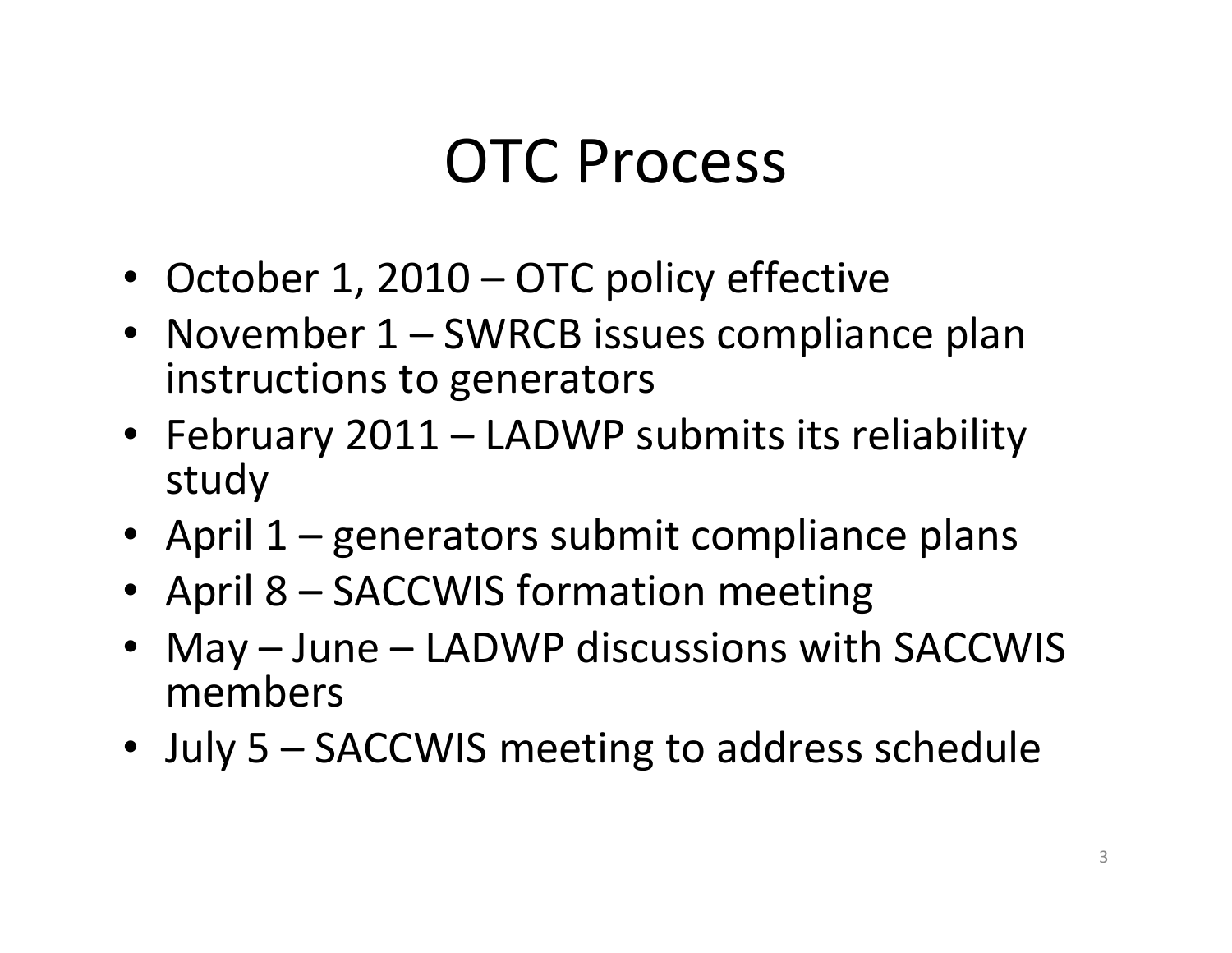# OTC Process

- October 1, 2010 – OTC policy effective
- November 1 – SWRCB issues compliance plan instructions to generators
- February 2011 – LADWP submits its reliability study
- April 1 – generators submit compliance plans
- April 8 – SACCWIS formation meeting
- May – June – LADWP discussions with SACCWIS members
- July 5 – SACCWIS meeting to address schedule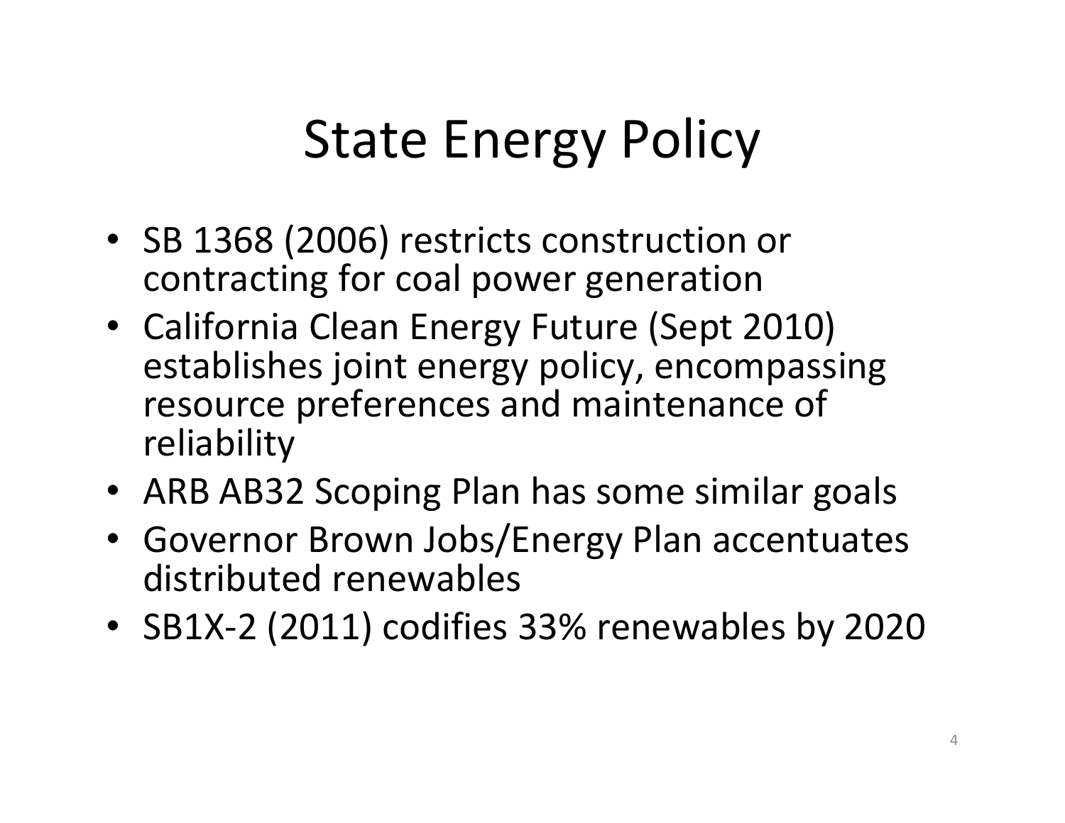# State Energy Policy

- SB 1368 (2006) restricts construction or contracting for coal power generation
- California Clean Energy Future (Sept 2010) establishes joint energy policy, encompassing resource preferences and maintenance of reliability
- ARB AB32 Scoping Plan has some similar goals
- Governor Brown Jobs/Energy Plan accentuates distributed renewables
- SB1X-2 (2011) codifies 33% renewables by 2020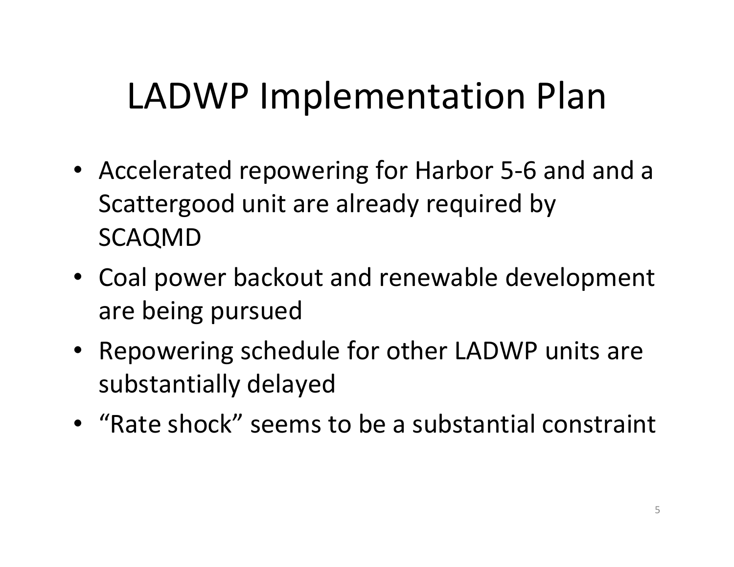# LADWP Implementation Plan

- Accelerated repowering for Harbor 5-6 and and a Scattergood unit are already required by SCAQMD
- Coal power backout and renewable development are being pursued
- Repowering schedule for other LADWP units are substantially delayed
- "Rate shock" seems to be a substantial constraint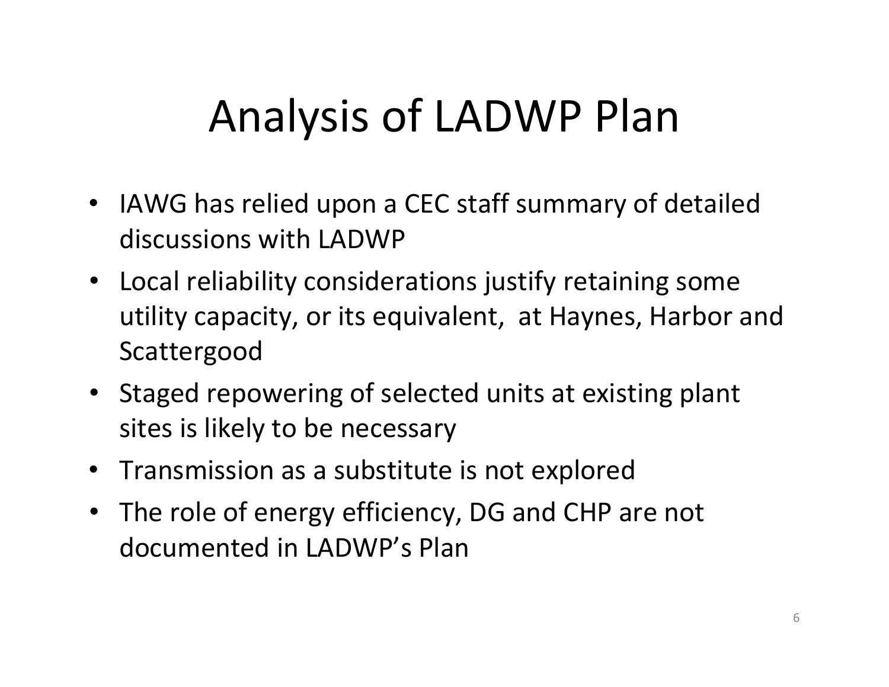# Analysis of LADWP Plan

- IAWG has relied upon a CEC staff summary of detailed discussions with LADWP
- Local reliability considerations justify retaining some utility capacity, or its equivalent, at Haynes, Harbor and Scattergood
- Staged repowering of selected units at existing plant sites is likely to be necessary
- Transmission as a substitute is not explored
- The role of energy efficiency, DG and CHP are not documented in LADWP's Plan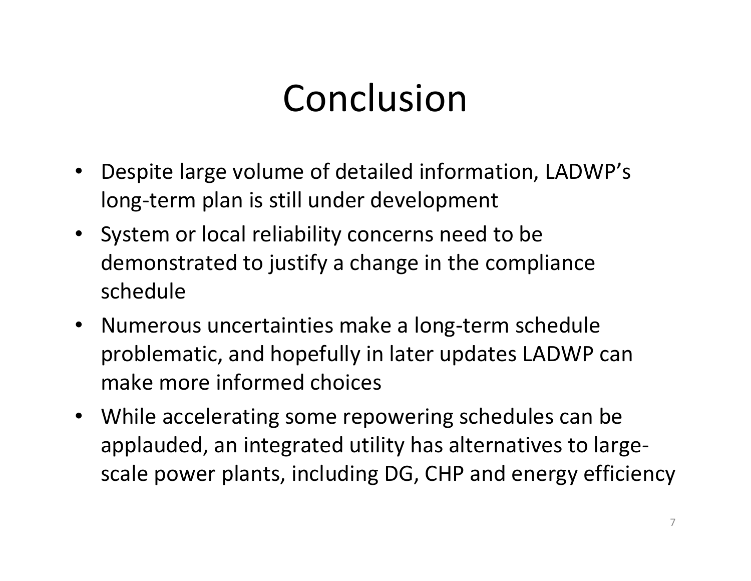# Conclusion

- Despite large volume of detailed information, LADWP's long-term plan is still under development
- System or local reliability concerns need to be demonstrated to justify a change in the compliance schedule
- Numerous uncertainties make a long-term schedule problematic, and hopefully in later updates LADWP can make more informed choices
- While accelerating some repowering schedules can be applauded, an integrated utility has alternatives to large-scale power plants, including DG, CHP and energy efficiency